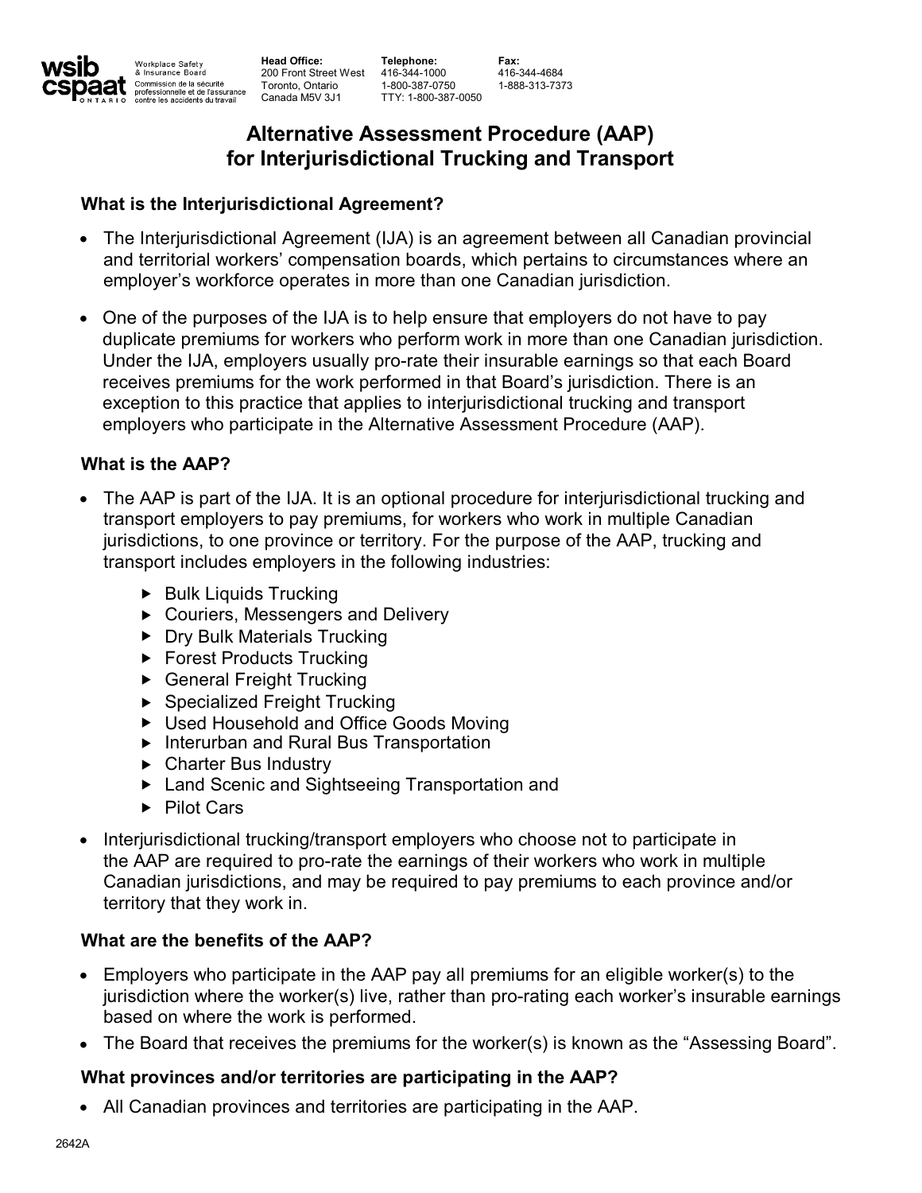Workplace Safety & Insurance Board
Commission de la sécurité professionnelle et de l'assurance contre les accidents du travail

| **Head Office:** | **Telephone:** | **Fax:** |
|---|---|---|
| 200 Front Street West | 416-344-1000 | 416-344-4684 |
| Toronto, Ontario | 1-800-387-0750 | 1-888-313-7373 |
| Canada M5V 3J1 | TTY: 1-800-387-0050 | |

# Alternative Assessment Procedure (AAP) for Interjurisdictional Trucking and Transport

### What is the Interjurisdictional Agreement?

- The Interjurisdictional Agreement (IJA) is an agreement between all Canadian provincial and territorial workers' compensation boards, which pertains to circumstances where an employer's workforce operates in more than one Canadian jurisdiction.
- One of the purposes of the IJA is to help ensure that employers do not have to pay duplicate premiums for workers who perform work in more than one Canadian jurisdiction. Under the IJA, employers usually pro-rate their insurable earnings so that each Board receives premiums for the work performed in that Board's jurisdiction. There is an exception to this practice that applies to interjurisdictional trucking and transport employers who participate in the Alternative Assessment Procedure (AAP).

### What is the AAP?

- The AAP is part of the IJA. It is an optional procedure for interjurisdictional trucking and transport employers to pay premiums, for workers who work in multiple Canadian jurisdictions, to one province or territory. For the purpose of the AAP, trucking and transport includes employers in the following industries:
  - Bulk Liquids Trucking
  - Couriers, Messengers and Delivery
  - Dry Bulk Materials Trucking
  - Forest Products Trucking
  - General Freight Trucking
  - Specialized Freight Trucking
  - Used Household and Office Goods Moving
  - Interurban and Rural Bus Transportation
  - Charter Bus Industry
  - Land Scenic and Sightseeing Transportation and
  - Pilot Cars
- Interjurisdictional trucking/transport employers who choose not to participate in the AAP are required to pro-rate the earnings of their workers who work in multiple Canadian jurisdictions, and may be required to pay premiums to each province and/or territory that they work in.

### What are the benefits of the AAP?

- Employers who participate in the AAP pay all premiums for an eligible worker(s) to the jurisdiction where the worker(s) live, rather than pro-rating each worker's insurable earnings based on where the work is performed.
- The Board that receives the premiums for the worker(s) is known as the "Assessing Board".

### What provinces and/or territories are participating in the AAP?

- All Canadian provinces and territories are participating in the AAP.

2642A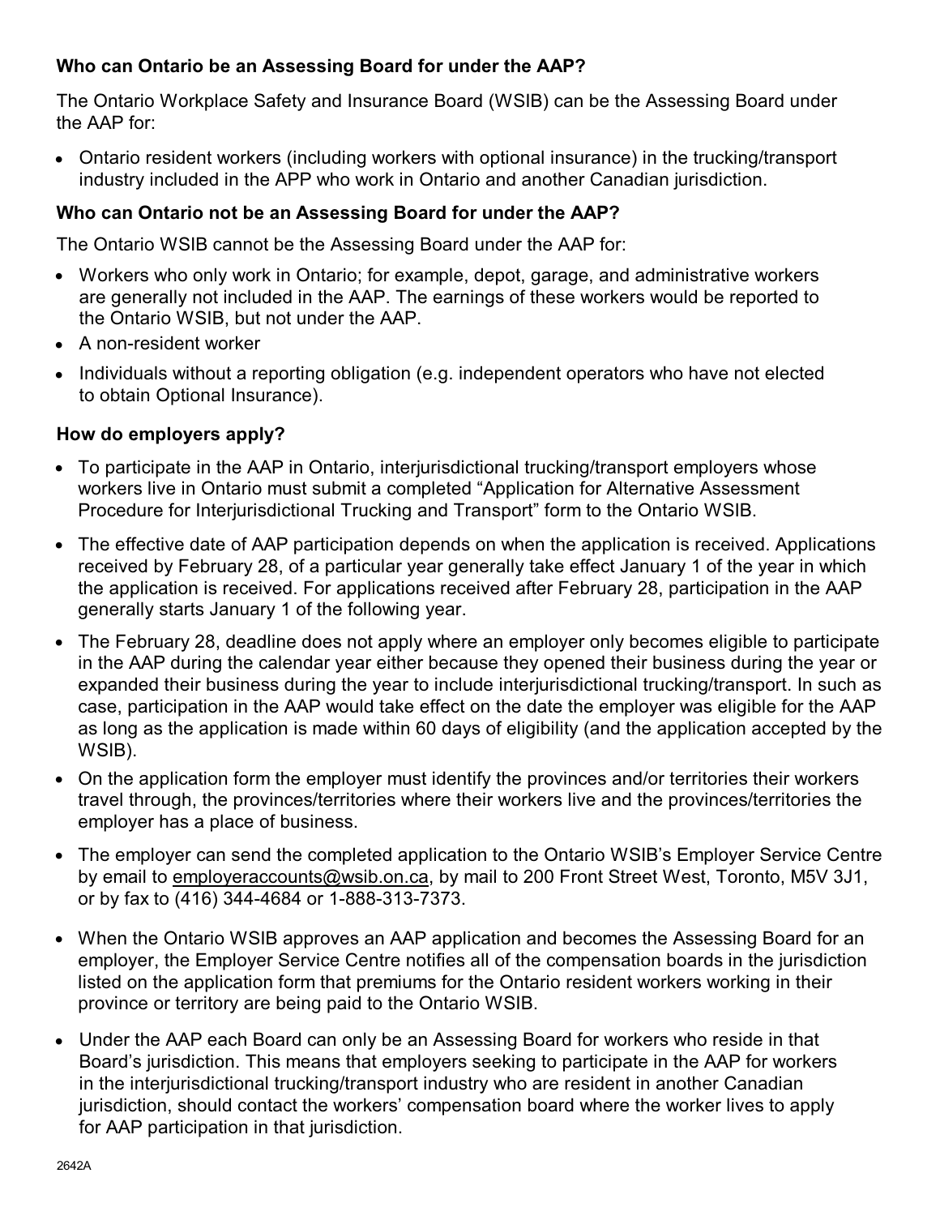**Who can Ontario be an Assessing Board for under the AAP?**

The Ontario Workplace Safety and Insurance Board (WSIB) can be the Assessing Board under the AAP for:

- Ontario resident workers (including workers with optional insurance) in the trucking/transport industry included in the APP who work in Ontario and another Canadian jurisdiction.

**Who can Ontario not be an Assessing Board for under the AAP?**

The Ontario WSIB cannot be the Assessing Board under the AAP for:

- Workers who only work in Ontario; for example, depot, garage, and administrative workers are generally not included in the AAP. The earnings of these workers would be reported to the Ontario WSIB, but not under the AAP.
- A non-resident worker
- Individuals without a reporting obligation (e.g. independent operators who have not elected to obtain Optional Insurance).

**How do employers apply?**

- To participate in the AAP in Ontario, interjurisdictional trucking/transport employers whose workers live in Ontario must submit a completed "Application for Alternative Assessment Procedure for Interjurisdictional Trucking and Transport" form to the Ontario WSIB.
- The effective date of AAP participation depends on when the application is received. Applications received by February 28, of a particular year generally take effect January 1 of the year in which the application is received. For applications received after February 28, participation in the AAP generally starts January 1 of the following year.
- The February 28, deadline does not apply where an employer only becomes eligible to participate in the AAP during the calendar year either because they opened their business during the year or expanded their business during the year to include interjurisdictional trucking/transport. In such as case, participation in the AAP would take effect on the date the employer was eligible for the AAP as long as the application is made within 60 days of eligibility (and the application accepted by the WSIB).
- On the application form the employer must identify the provinces and/or territories their workers travel through, the provinces/territories where their workers live and the provinces/territories the employer has a place of business.
- The employer can send the completed application to the Ontario WSIB's Employer Service Centre by email to employeraccounts@wsib.on.ca, by mail to 200 Front Street West, Toronto, M5V 3J1, or by fax to (416) 344-4684 or 1-888-313-7373.
- When the Ontario WSIB approves an AAP application and becomes the Assessing Board for an employer, the Employer Service Centre notifies all of the compensation boards in the jurisdiction listed on the application form that premiums for the Ontario resident workers working in their province or territory are being paid to the Ontario WSIB.
- Under the AAP each Board can only be an Assessing Board for workers who reside in that Board's jurisdiction. This means that employers seeking to participate in the AAP for workers in the interjurisdictional trucking/transport industry who are resident in another Canadian jurisdiction, should contact the workers' compensation board where the worker lives to apply for AAP participation in that jurisdiction.

2642A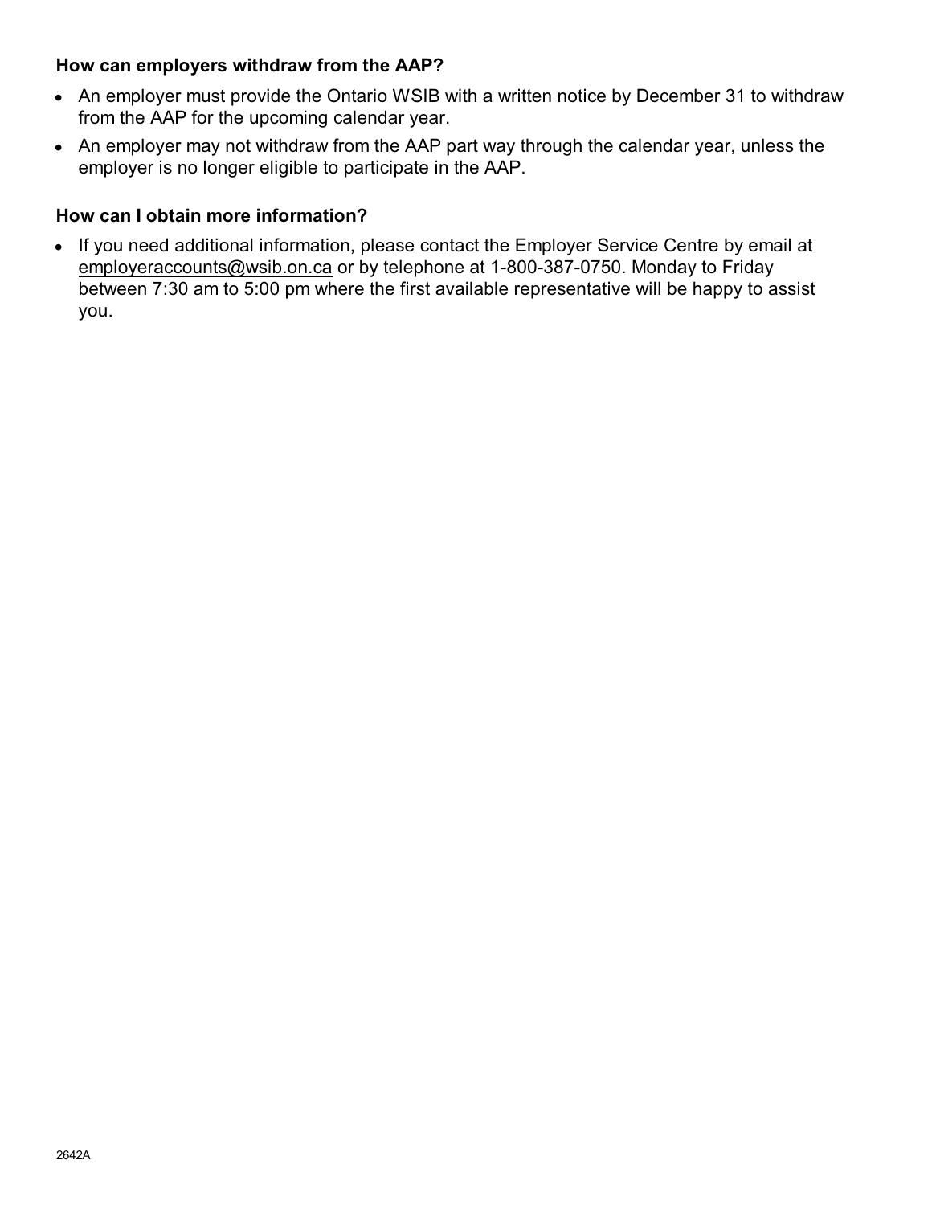### How can employers withdraw from the AAP?

- An employer must provide the Ontario WSIB with a written notice by December 31 to withdraw from the AAP for the upcoming calendar year.
- An employer may not withdraw from the AAP part way through the calendar year, unless the employer is no longer eligible to participate in the AAP.

### How can I obtain more information?

- If you need additional information, please contact the Employer Service Centre by email at employeraccounts@wsib.on.ca or by telephone at 1-800-387-0750. Monday to Friday between 7:30 am to 5:00 pm where the first available representative will be happy to assist you.

2642A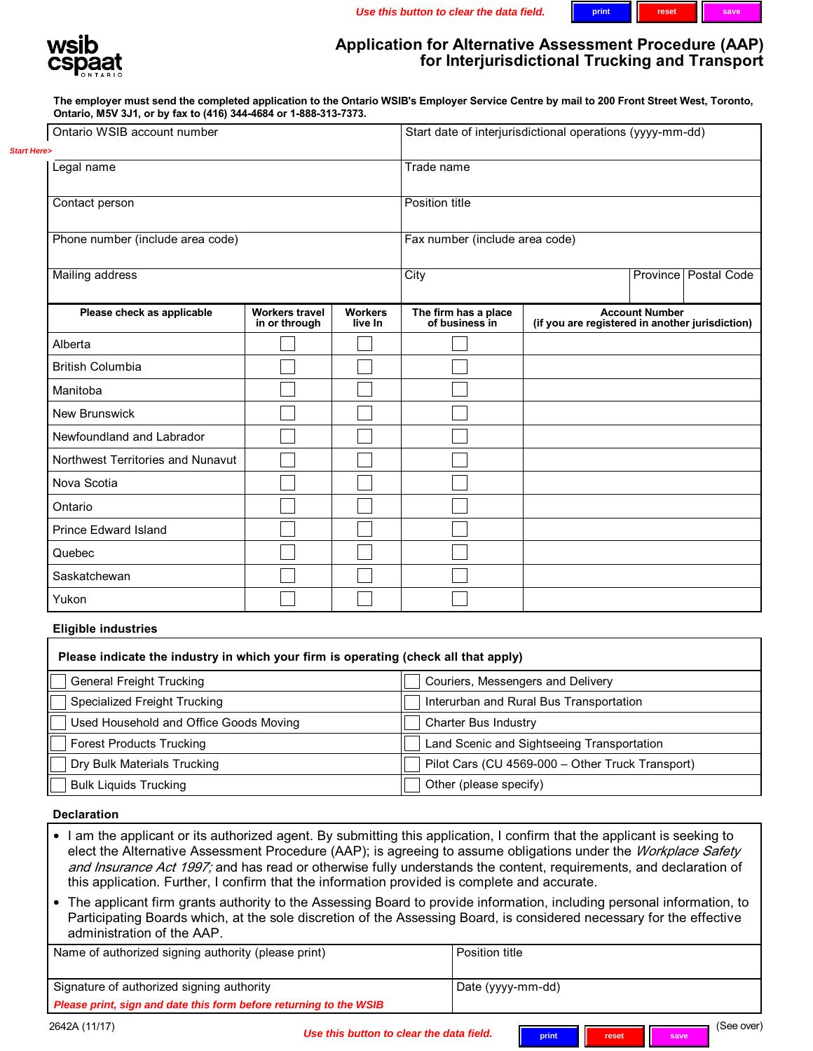Use this button to clear the data field. print reset save

wsib cspaat ONTARIO

# Application for Alternative Assessment Procedure (AAP) for Interjurisdictional Trucking and Transport

**The employer must send the completed application to the Ontario WSIB's Employer Service Centre by mail to 200 Front Street West, Toronto, Ontario, M5V 3J1, or by fax to (416) 344-4684 or 1-888-313-7373.**

Start Here>

| Ontario WSIB account number | Start date of interjurisdictional operations (yyyy-mm-dd) | | |
|---|---|---|---|
| Legal name | Trade name | | |
| Contact person | Position title | | |
| Phone number (include area code) | Fax number (include area code) | | |
| Mailing address | City | Province | Postal Code |

| Please check as applicable | Workers travel in or through | Workers live In | The firm has a place of business in | Account Number (if you are registered in another jurisdiction) |
|---|---|---|---|---|
| Alberta | ☐ | ☐ | ☐ | |
| British Columbia | ☐ | ☐ | ☐ | |
| Manitoba | ☐ | ☐ | ☐ | |
| New Brunswick | ☐ | ☐ | ☐ | |
| Newfoundland and Labrador | ☐ | ☐ | ☐ | |
| Northwest Territories and Nunavut | ☐ | ☐ | ☐ | |
| Nova Scotia | ☐ | ☐ | ☐ | |
| Ontario | ☐ | ☐ | ☐ | |
| Prince Edward Island | ☐ | ☐ | ☐ | |
| Quebec | ☐ | ☐ | ☐ | |
| Saskatchewan | ☐ | ☐ | ☐ | |
| Yukon | ☐ | ☐ | ☐ | |

## Eligible industries

**Please indicate the industry in which your firm is operating (check all that apply)**

| | |
|---|---|
| ☐ General Freight Trucking | ☐ Couriers, Messengers and Delivery |
| ☐ Specialized Freight Trucking | ☐ Interurban and Rural Bus Transportation |
| ☐ Used Household and Office Goods Moving | ☐ Charter Bus Industry |
| ☐ Forest Products Trucking | ☐ Land Scenic and Sightseeing Transportation |
| ☐ Dry Bulk Materials Trucking | ☐ Pilot Cars (CU 4569-000 – Other Truck Transport) |
| ☐ Bulk Liquids Trucking | ☐ Other (please specify) |

## Declaration

- I am the applicant or its authorized agent. By submitting this application, I confirm that the applicant is seeking to elect the Alternative Assessment Procedure (AAP); is agreeing to assume obligations under the *Workplace Safety and Insurance Act 1997;* and has read or otherwise fully understands the content, requirements, and declaration of this application. Further, I confirm that the information provided is complete and accurate.
- The applicant firm grants authority to the Assessing Board to provide information, including personal information, to Participating Boards which, at the sole discretion of the Assessing Board, is considered necessary for the effective administration of the AAP.

| Name of authorized signing authority (please print) | Position title |
|---|---|
| Signature of authorized signing authority<br>*Please print, sign and date this form before returning to the WSIB* | Date (yyyy-mm-dd) |

2642A (11/17)

Use this button to clear the data field. print reset save

(See over)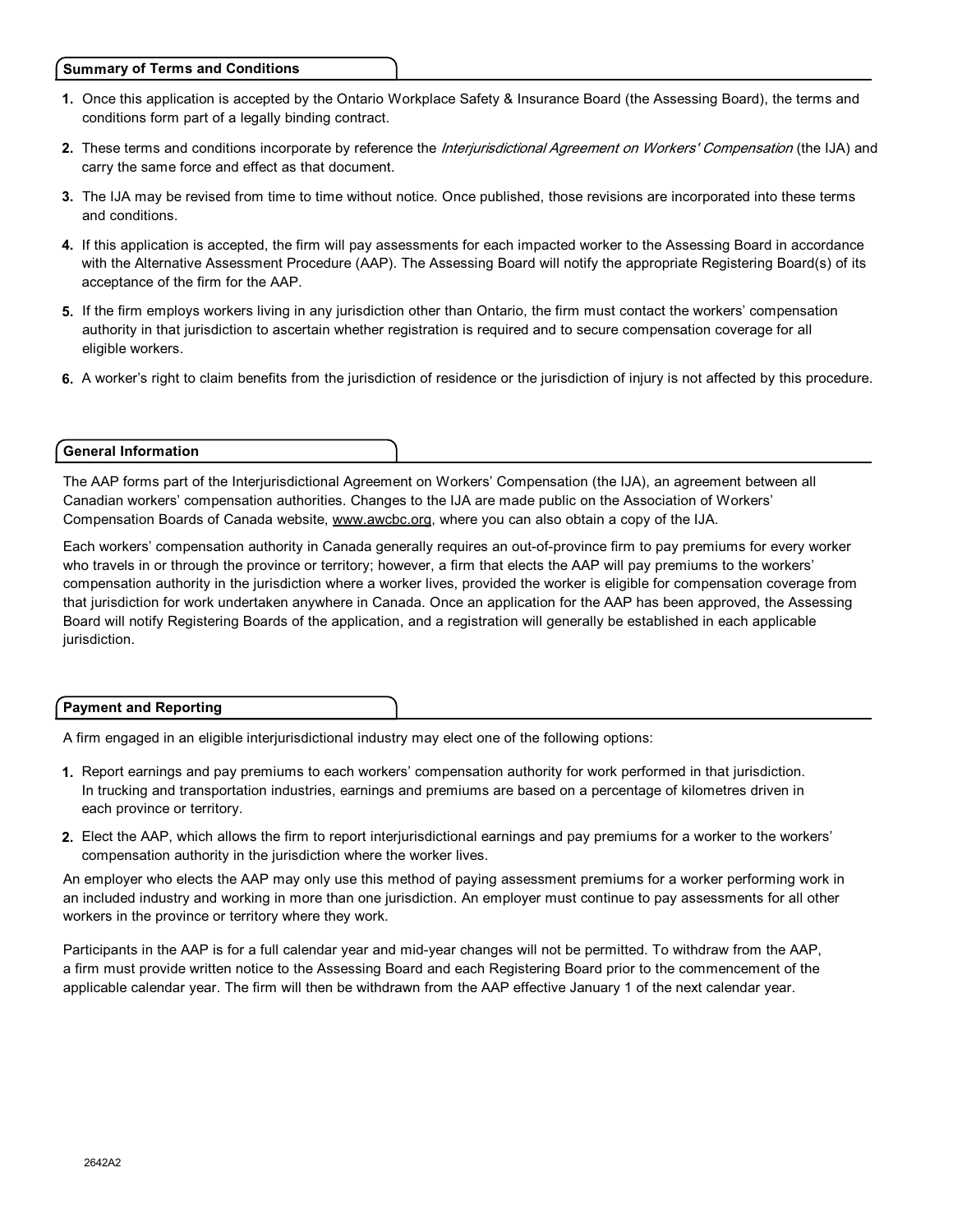## Summary of Terms and Conditions

1. Once this application is accepted by the Ontario Workplace Safety & Insurance Board (the Assessing Board), the terms and conditions form part of a legally binding contract.
2. These terms and conditions incorporate by reference the *Interjurisdictional Agreement on Workers' Compensation* (the IJA) and carry the same force and effect as that document.
3. The IJA may be revised from time to time without notice. Once published, those revisions are incorporated into these terms and conditions.
4. If this application is accepted, the firm will pay assessments for each impacted worker to the Assessing Board in accordance with the Alternative Assessment Procedure (AAP). The Assessing Board will notify the appropriate Registering Board(s) of its acceptance of the firm for the AAP.
5. If the firm employs workers living in any jurisdiction other than Ontario, the firm must contact the workers' compensation authority in that jurisdiction to ascertain whether registration is required and to secure compensation coverage for all eligible workers.
6. A worker's right to claim benefits from the jurisdiction of residence or the jurisdiction of injury is not affected by this procedure.

## General Information

The AAP forms part of the Interjurisdictional Agreement on Workers' Compensation (the IJA), an agreement between all Canadian workers' compensation authorities. Changes to the IJA are made public on the Association of Workers' Compensation Boards of Canada website, www.awcbc.org, where you can also obtain a copy of the IJA.

Each workers' compensation authority in Canada generally requires an out-of-province firm to pay premiums for every worker who travels in or through the province or territory; however, a firm that elects the AAP will pay premiums to the workers' compensation authority in the jurisdiction where a worker lives, provided the worker is eligible for compensation coverage from that jurisdiction for work undertaken anywhere in Canada. Once an application for the AAP has been approved, the Assessing Board will notify Registering Boards of the application, and a registration will generally be established in each applicable jurisdiction.

## Payment and Reporting

A firm engaged in an eligible interjurisdictional industry may elect one of the following options:

1. Report earnings and pay premiums to each workers' compensation authority for work performed in that jurisdiction. In trucking and transportation industries, earnings and premiums are based on a percentage of kilometres driven in each province or territory.
2. Elect the AAP, which allows the firm to report interjurisdictional earnings and pay premiums for a worker to the workers' compensation authority in the jurisdiction where the worker lives.

An employer who elects the AAP may only use this method of paying assessment premiums for a worker performing work in an included industry and working in more than one jurisdiction. An employer must continue to pay assessments for all other workers in the province or territory where they work.

Participants in the AAP is for a full calendar year and mid-year changes will not be permitted. To withdraw from the AAP, a firm must provide written notice to the Assessing Board and each Registering Board prior to the commencement of the applicable calendar year. The firm will then be withdrawn from the AAP effective January 1 of the next calendar year.

2642A2